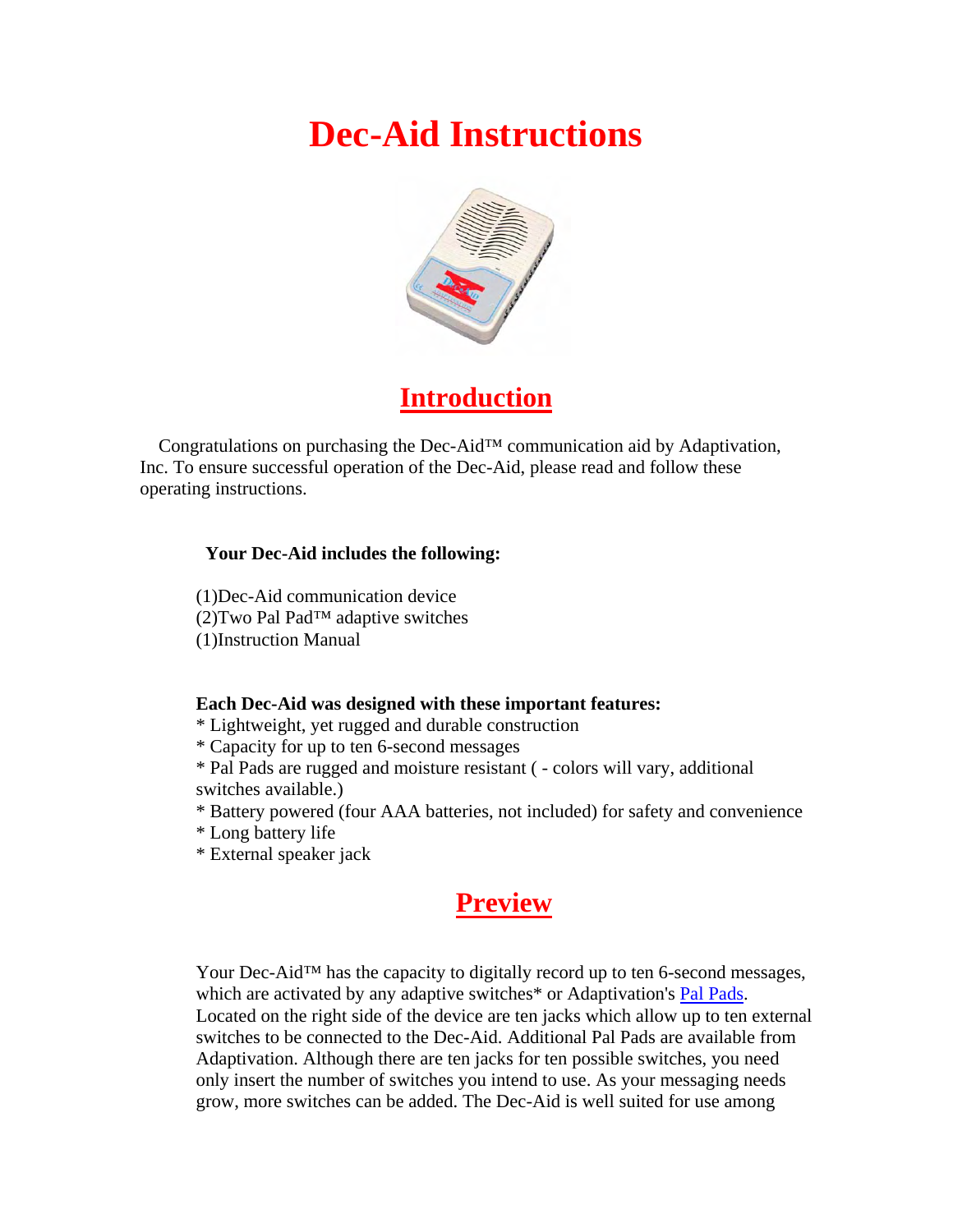# Dec-Aid Instructions

## Introduction

Congratulations on purchasing the Dec-Aid™ communication aid by Adaptivation, Inc. To ensure successful operation of the Dec-Aid, please read and follow these operating instructions.

**Your Dec-Aid includes the following:**

(1)Dec-Aid communication device
(2)Two Pal Pad™ adaptive switches
(1)Instruction Manual

**Each Dec-Aid was designed with these important features:**
* Lightweight, yet rugged and durable construction
* Capacity for up to ten 6-second messages
* Pal Pads are rugged and moisture resistant ( - colors will vary, additional switches available.)
* Battery powered (four AAA batteries, not included) for safety and convenience
* Long battery life
* External speaker jack

## Preview

Your Dec-Aid™ has the capacity to digitally record up to ten 6-second messages, which are activated by any adaptive switches* or Adaptivation's Pal Pads. Located on the right side of the device are ten jacks which allow up to ten external switches to be connected to the Dec-Aid. Additional Pal Pads are available from Adaptivation. Although there are ten jacks for ten possible switches, you need only insert the number of switches you intend to use. As your messaging needs grow, more switches can be added. The Dec-Aid is well suited for use among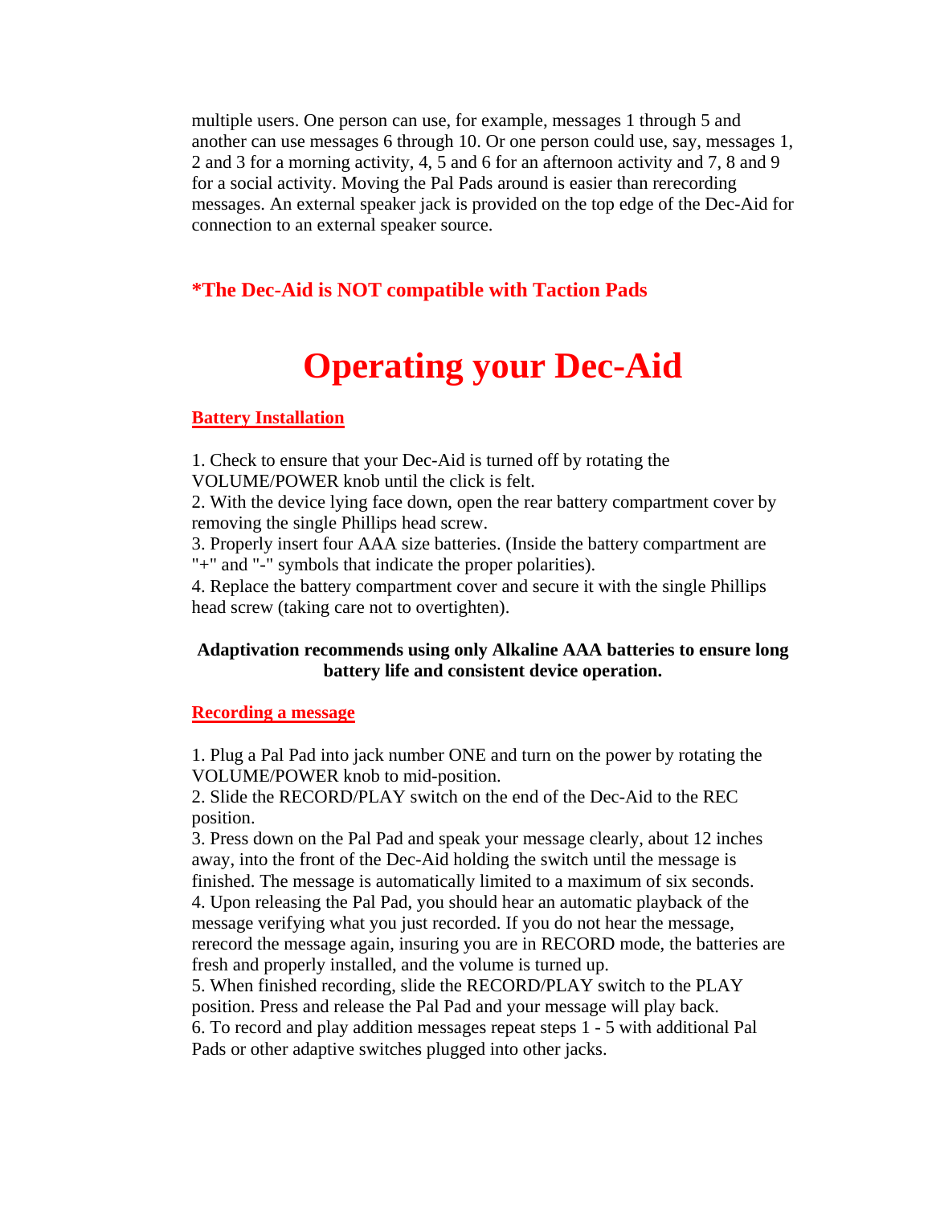multiple users. One person can use, for example, messages 1 through 5 and another can use messages 6 through 10. Or one person could use, say, messages 1, 2 and 3 for a morning activity, 4, 5 and 6 for an afternoon activity and 7, 8 and 9 for a social activity. Moving the Pal Pads around is easier than rerecording messages. An external speaker jack is provided on the top edge of the Dec-Aid for connection to an external speaker source.

**\*The Dec-Aid is NOT compatible with Taction Pads**

# Operating your Dec-Aid

## Battery Installation

1. Check to ensure that your Dec-Aid is turned off by rotating the VOLUME/POWER knob until the click is felt.
2. With the device lying face down, open the rear battery compartment cover by removing the single Phillips head screw.
3. Properly insert four AAA size batteries. (Inside the battery compartment are "+" and "-" symbols that indicate the proper polarities).
4. Replace the battery compartment cover and secure it with the single Phillips head screw (taking care not to overtighten).

**Adaptivation recommends using only Alkaline AAA batteries to ensure long battery life and consistent device operation.**

## Recording a message

1. Plug a Pal Pad into jack number ONE and turn on the power by rotating the VOLUME/POWER knob to mid-position.
2. Slide the RECORD/PLAY switch on the end of the Dec-Aid to the REC position.
3. Press down on the Pal Pad and speak your message clearly, about 12 inches away, into the front of the Dec-Aid holding the switch until the message is finished. The message is automatically limited to a maximum of six seconds.
4. Upon releasing the Pal Pad, you should hear an automatic playback of the message verifying what you just recorded. If you do not hear the message, rerecord the message again, insuring you are in RECORD mode, the batteries are fresh and properly installed, and the volume is turned up.
5. When finished recording, slide the RECORD/PLAY switch to the PLAY position. Press and release the Pal Pad and your message will play back.
6. To record and play addition messages repeat steps 1 - 5 with additional Pal Pads or other adaptive switches plugged into other jacks.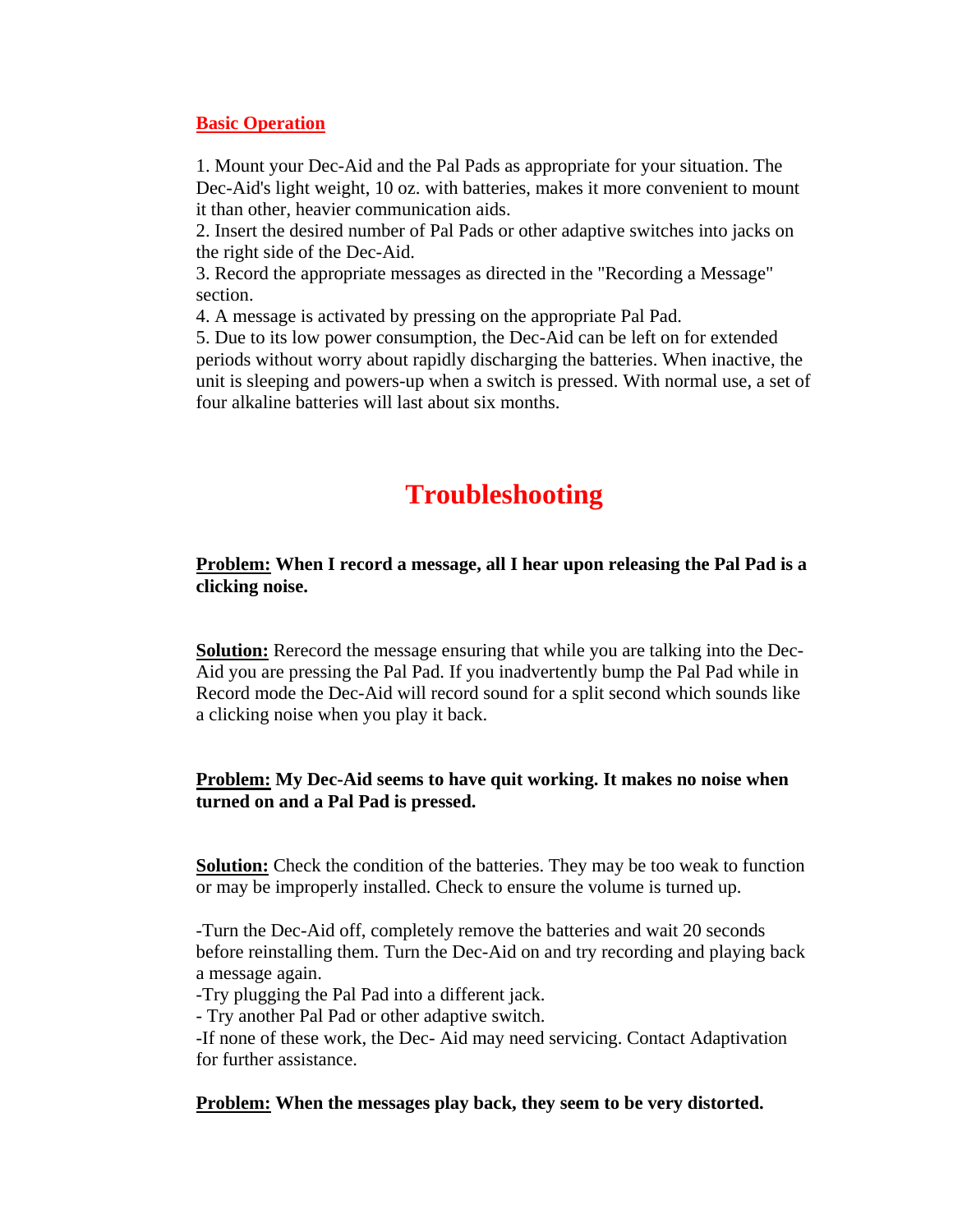## Basic Operation

1. Mount your Dec-Aid and the Pal Pads as appropriate for your situation. The Dec-Aid's light weight, 10 oz. with batteries, makes it more convenient to mount it than other, heavier communication aids.
2. Insert the desired number of Pal Pads or other adaptive switches into jacks on the right side of the Dec-Aid.
3. Record the appropriate messages as directed in the "Recording a Message" section.
4. A message is activated by pressing on the appropriate Pal Pad.
5. Due to its low power consumption, the Dec-Aid can be left on for extended periods without worry about rapidly discharging the batteries. When inactive, the unit is sleeping and powers-up when a switch is pressed. With normal use, a set of four alkaline batteries will last about six months.

# Troubleshooting

**Problem: When I record a message, all I hear upon releasing the Pal Pad is a clicking noise.**

**Solution:** Rerecord the message ensuring that while you are talking into the Dec-Aid you are pressing the Pal Pad. If you inadvertently bump the Pal Pad while in Record mode the Dec-Aid will record sound for a split second which sounds like a clicking noise when you play it back.

**Problem: My Dec-Aid seems to have quit working. It makes no noise when turned on and a Pal Pad is pressed.**

**Solution:** Check the condition of the batteries. They may be too weak to function or may be improperly installed. Check to ensure the volume is turned up.

-Turn the Dec-Aid off, completely remove the batteries and wait 20 seconds before reinstalling them. Turn the Dec-Aid on and try recording and playing back a message again.
-Try plugging the Pal Pad into a different jack.
- Try another Pal Pad or other adaptive switch.
-If none of these work, the Dec- Aid may need servicing. Contact Adaptivation for further assistance.

**Problem: When the messages play back, they seem to be very distorted.**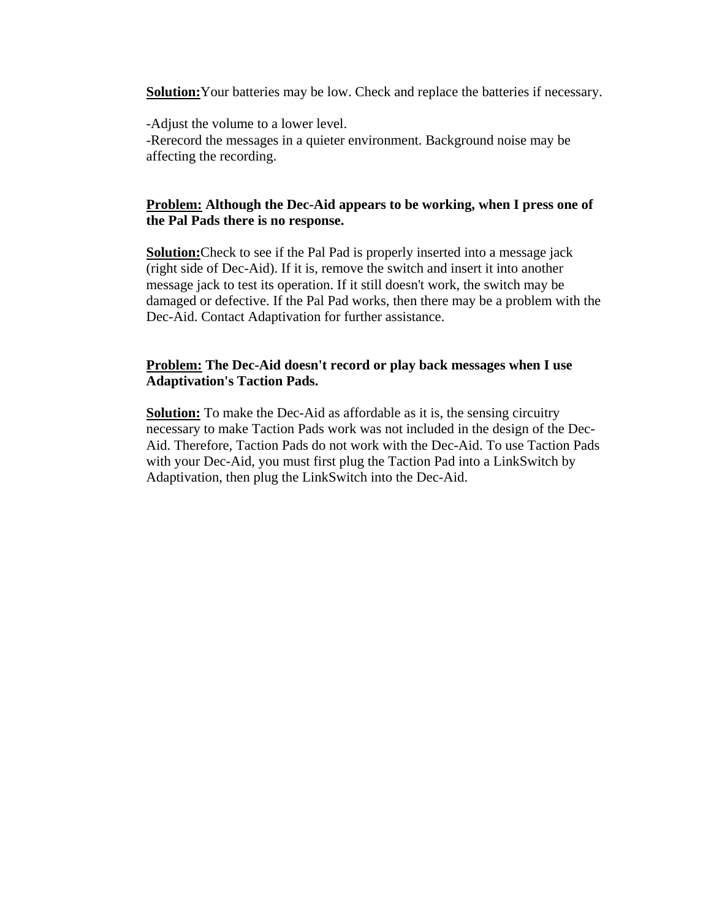**<u>Solution:</u>**Your batteries may be low. Check and replace the batteries if necessary.

-Adjust the volume to a lower level.
-Rerecord the messages in a quieter environment. Background noise may be affecting the recording.

**<u>Problem:</u> Although the Dec-Aid appears to be working, when I press one of the Pal Pads there is no response.**

**<u>Solution:</u>**Check to see if the Pal Pad is properly inserted into a message jack (right side of Dec-Aid). If it is, remove the switch and insert it into another message jack to test its operation. If it still doesn't work, the switch may be damaged or defective. If the Pal Pad works, then there may be a problem with the Dec-Aid. Contact Adaptivation for further assistance.

**<u>Problem:</u> The Dec-Aid doesn't record or play back messages when I use Adaptivation's Taction Pads.**

**<u>Solution:</u>** To make the Dec-Aid as affordable as it is, the sensing circuitry necessary to make Taction Pads work was not included in the design of the Dec-Aid. Therefore, Taction Pads do not work with the Dec-Aid. To use Taction Pads with your Dec-Aid, you must first plug the Taction Pad into a LinkSwitch by Adaptivation, then plug the LinkSwitch into the Dec-Aid.